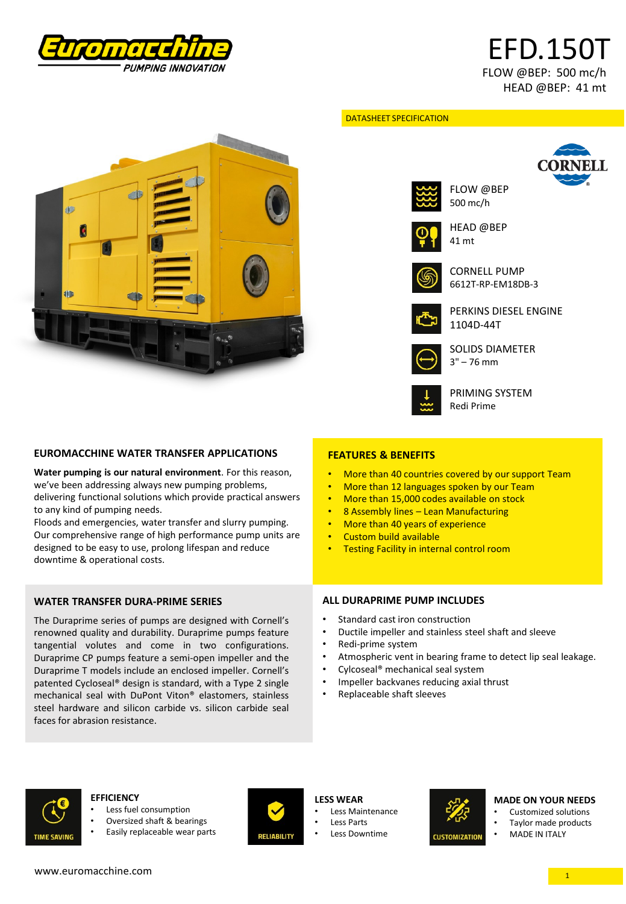# EFD.150T

FLOW @BEP: 500 mc/h
HEAD @BEP: 41 mt

DATASHEET SPECIFICATION

FLOW @BEP
500 mc/h

HEAD @BEP
41 mt

CORNELL PUMP
6612T-RP-EM18DB-3

PERKINS DIESEL ENGINE
1104D-44T

SOLIDS DIAMETER
3" – 76 mm

PRIMING SYSTEM
Redi Prime

## EUROMACCHINE WATER TRANSFER APPLICATIONS

**Water pumping is our natural environment**. For this reason, we've been addressing always new pumping problems, delivering functional solutions which provide practical answers to any kind of pumping needs.
Floods and emergencies, water transfer and slurry pumping. Our comprehensive range of high performance pump units are designed to be easy to use, prolong lifespan and reduce downtime & operational costs.

## FEATURES & BENEFITS

- More than 40 countries covered by our support Team
- More than 12 languages spoken by our Team
- More than 15,000 codes available on stock
- 8 Assembly lines – Lean Manufacturing
- More than 40 years of experience
- Custom build available
- Testing Facility in internal control room

## WATER TRANSFER DURA-PRIME SERIES

The Duraprime series of pumps are designed with Cornell's renowned quality and durability. Duraprime pumps feature tangential volutes and come in two configurations. Duraprime CP pumps feature a semi-open impeller and the Duraprime T models include an enclosed impeller. Cornell's patented Cycloseal® design is standard, with a Type 2 single mechanical seal with DuPont Viton® elastomers, stainless steel hardware and silicon carbide vs. silicon carbide seal faces for abrasion resistance.

## ALL DURAPRIME PUMP INCLUDES

- Standard cast iron construction
- Ductile impeller and stainless steel shaft and sleeve
- Redi-prime system
- Atmospheric vent in bearing frame to detect lip seal leakage.
- Cylcoseal® mechanical seal system
- Impeller backvanes reducing axial thrust
- Replaceable shaft sleeves

TIME SAVING

**EFFICIENCY**
- Less fuel consumption
- Oversized shaft & bearings
- Easily replaceable wear parts

RELIABILITY

**LESS WEAR**
- Less Maintenance
- Less Parts
- Less Downtime

CUSTOMIZATION

**MADE ON YOUR NEEDS**
- Customized solutions
- Taylor made products
- MADE IN ITALY

www.euromacchine.com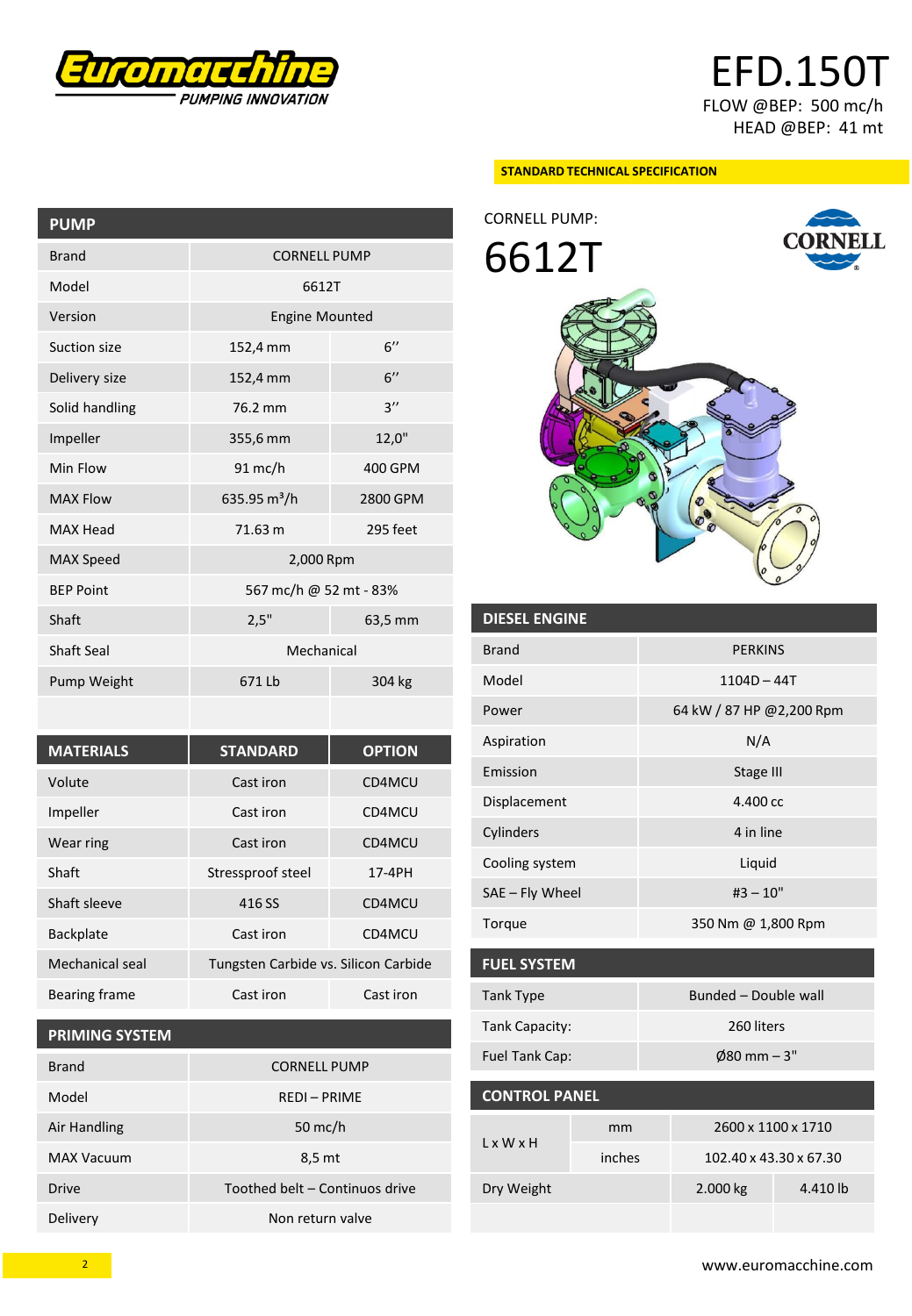# EFD.150T

FLOW @BEP: 500 mc/h
HEAD @BEP: 41 mt

**STANDARD TECHNICAL SPECIFICATION**

| PUMP | | |
|---|---|---|
| Brand | CORNELL PUMP | |
| Model | 6612T | |
| Version | Engine Mounted | |
| Suction size | 152,4 mm | 6" |
| Delivery size | 152,4 mm | 6" |
| Solid handling | 76.2 mm | 3" |
| Impeller | 355,6 mm | 12,0" |
| Min Flow | 91 mc/h | 400 GPM |
| MAX Flow | 635.95 $m^3$/h | 2800 GPM |
| MAX Head | 71.63 m | 295 feet |
| MAX Speed | 2,000 Rpm | |
| BEP Point | 567 mc/h @ 52 mt - 83% | |
| Shaft | 2,5" | 63,5 mm |
| Shaft Seal | Mechanical | |
| Pump Weight | 671 Lb | 304 kg |

| MATERIALS | STANDARD | OPTION |
|---|---|---|
| Volute | Cast iron | CD4MCU |
| Impeller | Cast iron | CD4MCU |
| Wear ring | Cast iron | CD4MCU |
| Shaft | Stressproof steel | 17-4PH |
| Shaft sleeve | 416 SS | CD4MCU |
| Backplate | Cast iron | CD4MCU |
| Mechanical seal | Tungsten Carbide vs. Silicon Carbide | |
| Bearing frame | Cast iron | Cast iron |

| PRIMING SYSTEM | |
|---|---|
| Brand | CORNELL PUMP |
| Model | REDI – PRIME |
| Air Handling | 50 mc/h |
| MAX Vacuum | 8,5 mt |
| Drive | Toothed belt – Continuos drive |
| Delivery | Non return valve |

CORNELL PUMP:

## 6612T

| DIESEL ENGINE | |
|---|---|
| Brand | PERKINS |
| Model | 1104D – 44T |
| Power | 64 kW / 87 HP @2,200 Rpm |
| Aspiration | N/A |
| Emission | Stage III |
| Displacement | 4.400 cc |
| Cylinders | 4 in line |
| Cooling system | Liquid |
| SAE – Fly Wheel | #3 – 10" |
| Torque | 350 Nm @ 1,800 Rpm |

| FUEL SYSTEM | |
|---|---|
| Tank Type | Bunded – Double wall |
| Tank Capacity: | 260 liters |
| Fuel Tank Cap: | Ø80 mm – 3" |

| CONTROL PANEL | | | |
|---|---|---|---|
| L x W x H | mm | 2600 x 1100 x 1710 | |
| | inches | 102.40 x 43.30 x 67.30 | |
| Dry Weight | | 2.000 kg | 4.410 lb |

www.euromacchine.com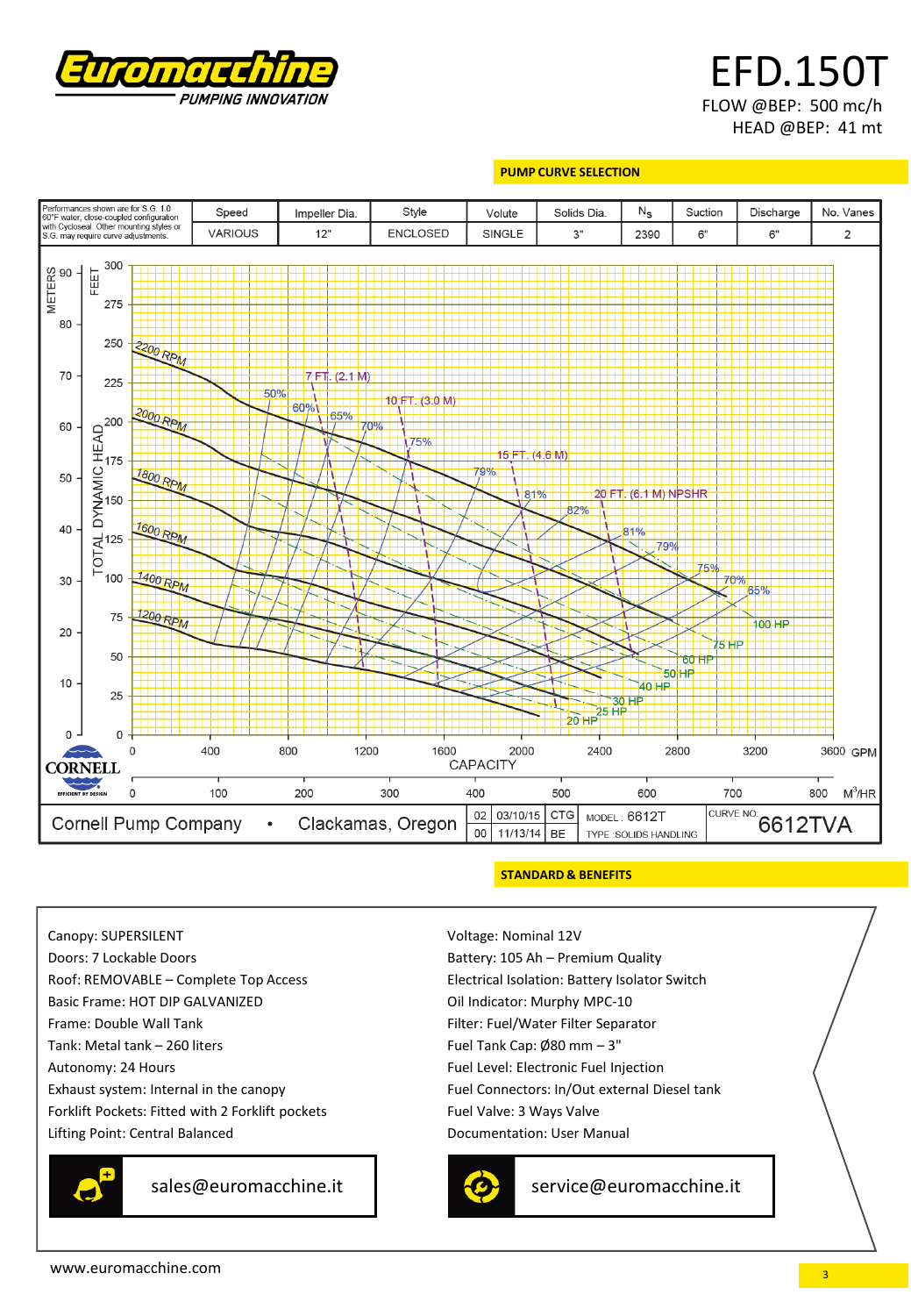# EFD.150T

FLOW @BEP: 500 mc/h
HEAD @BEP: 41 mt

## PUMP CURVE SELECTION

| Performances shown are for S.G. 1.0 60°F water, close-coupled configuration with Cycloseal. Other mounting styles or S.G. may require curve adjustments. | Speed | Impeller Dia. | Style | Volute | Solids Dia. | $N_s$ | Suction | Discharge | No. Vanes |
|---|---|---|---|---|---|---|---|---|---|
| | VARIOUS | 12" | ENCLOSED | SINGLE | 3" | 2390 | 6" | 6" | 2 |

Curves: 2200 RPM, 2000 RPM, 1800 RPM, 1600 RPM, 1400 RPM, 1200 RPM

Efficiency: 50%, 60%, 65%, 70%, 75%, 79%, 81%, 82%, 81%, 79%, 75%, 70%, 65%

NPSHR: 7 FT. (2.1 M), 10 FT. (3.0 M), 15 FT. (4.6 M), 20 FT. (6.1 M) NPSHR

Power: 20 HP, 25 HP, 30 HP, 40 HP, 50 HP, 60 HP, 75 HP, 100 HP

TOTAL DYNAMIC HEAD — METERS (0–90) / FEET (0–300)

CAPACITY — GPM (0–3600) / M³/HR (0–800)

CORNELL — EFFICIENT BY DESIGN

| Cornell Pump Company • Clackamas, Oregon | 02 | 03/10/15 | CTG | MODEL: 6612T | CURVE NO: 6612TVA |
|---|---|---|---|---|---|
| | 00 | 11/13/14 | BE | TYPE: SOLIDS HANDLING | |

## STANDARD & BENEFITS

- Canopy: SUPERSILENT
- Doors: 7 Lockable Doors
- Roof: REMOVABLE – Complete Top Access
- Basic Frame: HOT DIP GALVANIZED
- Frame: Double Wall Tank
- Tank: Metal tank – 260 liters
- Autonomy: 24 Hours
- Exhaust system: Internal in the canopy
- Forklift Pockets: Fitted with 2 Forklift pockets
- Lifting Point: Central Balanced
- Voltage: Nominal 12V
- Battery: 105 Ah – Premium Quality
- Electrical Isolation: Battery Isolator Switch
- Oil Indicator: Murphy MPC-10
- Filter: Fuel/Water Filter Separator
- Fuel Tank Cap: Ø80 mm – 3"
- Fuel Level: Electronic Fuel Injection
- Fuel Connectors: In/Out external Diesel tank
- Fuel Valve: 3 Ways Valve
- Documentation: User Manual

sales@euromacchine.it

service@euromacchine.it

www.euromacchine.com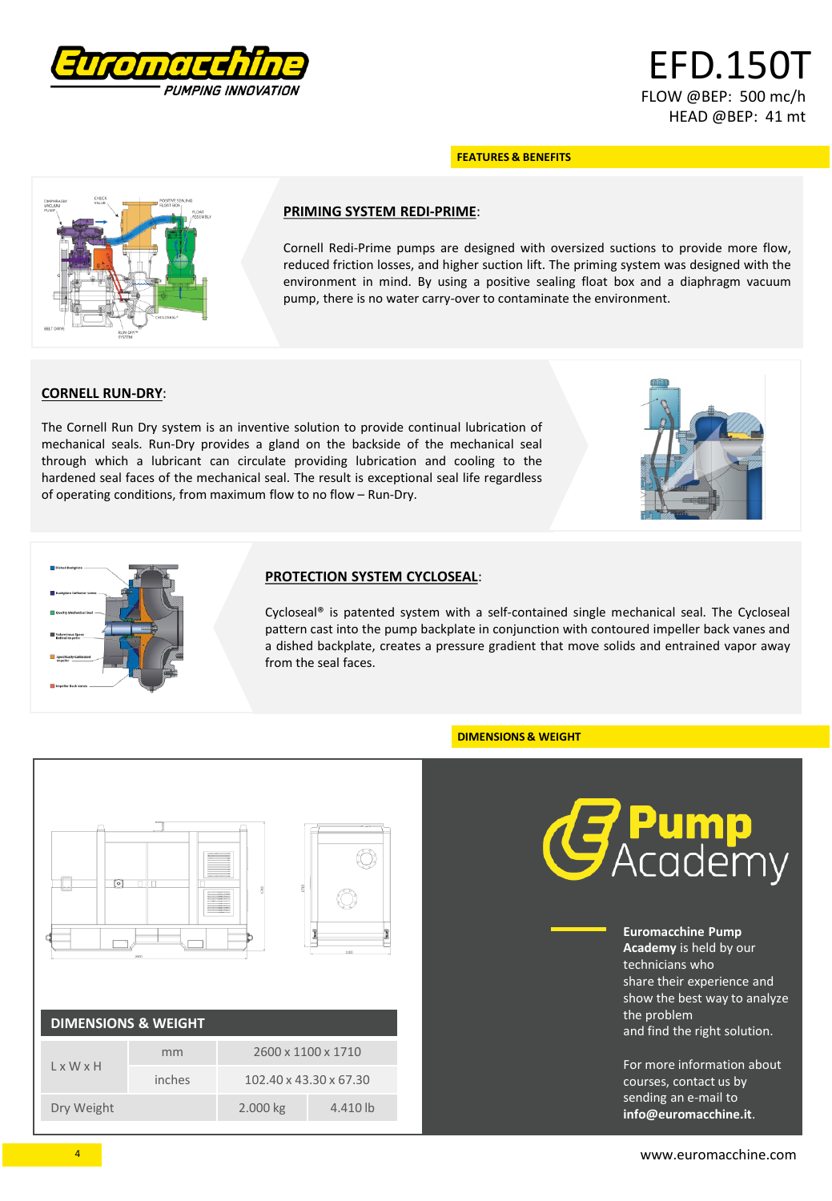# EFD.150T

FLOW @BEP: 500 mc/h
HEAD @BEP: 41 mt

## FEATURES & BENEFITS

### PRIMING SYSTEM REDI-PRIME:

Cornell Redi-Prime pumps are designed with oversized suctions to provide more flow, reduced friction losses, and higher suction lift. The priming system was designed with the environment in mind. By using a positive sealing float box and a diaphragm vacuum pump, there is no water carry-over to contaminate the environment.

### CORNELL RUN-DRY:

The Cornell Run Dry system is an inventive solution to provide continual lubrication of mechanical seals. Run-Dry provides a gland on the backside of the mechanical seal through which a lubricant can circulate providing lubrication and cooling to the hardened seal faces of the mechanical seal. The result is exceptional seal life regardless of operating conditions, from maximum flow to no flow – Run-Dry.

### PROTECTION SYSTEM CYCLOSEAL:

Cycloseal® is patented system with a self-contained single mechanical seal. The Cycloseal pattern cast into the pump backplate in conjunction with contoured impeller back vanes and a dished backplate, creates a pressure gradient that move solids and entrained vapor away from the seal faces.

## DIMENSIONS & WEIGHT

| DIMENSIONS & WEIGHT | | | |
|---|---|---|---|
| L x W x H | mm | 2600 x 1100 x 1710 | |
| | inches | 102.40 x 43.30 x 67.30 | |
| Dry Weight | | 2.000 kg | 4.410 lb |

**Euromacchine Pump Academy** is held by our technicians who share their experience and show the best way to analyze the problem and find the right solution.

For more information about courses, contact us by sending an e-mail to **info@euromacchine.it**.

www.euromacchine.com